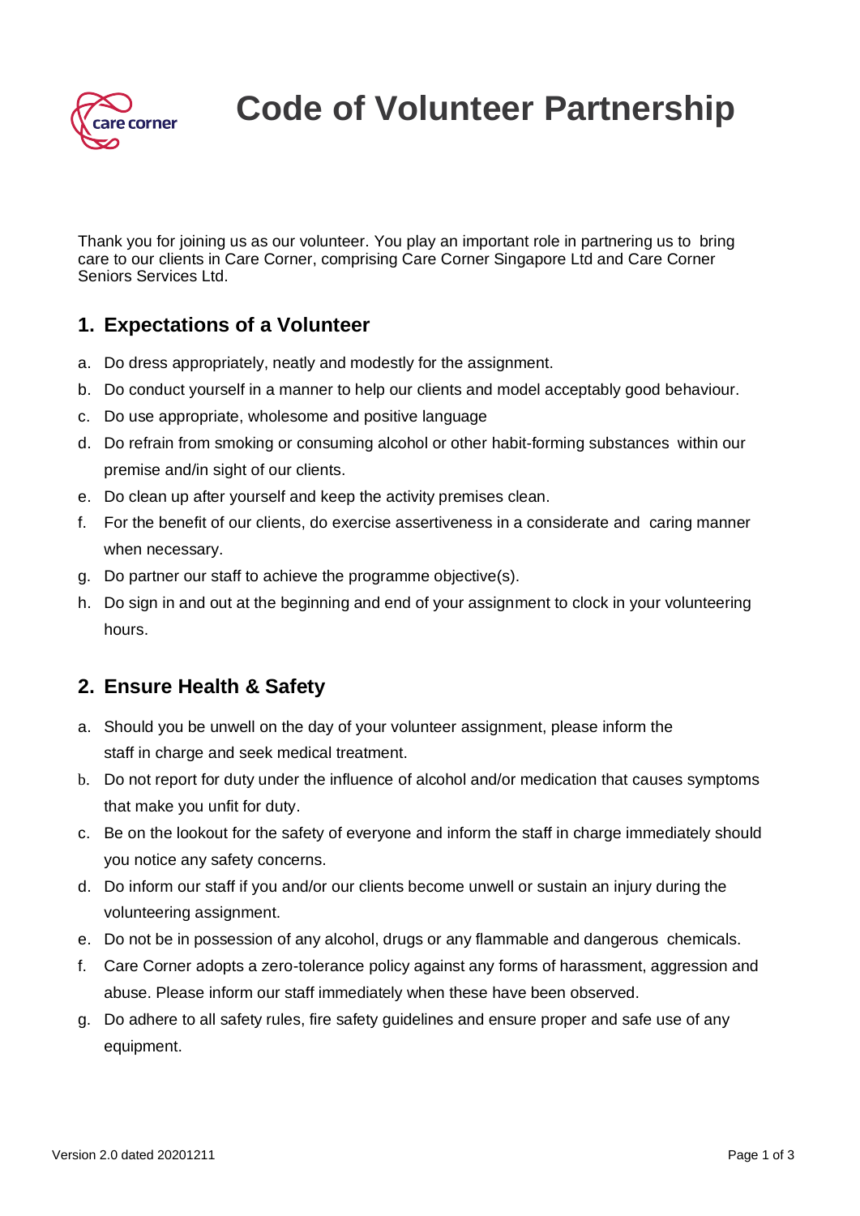# Code of Volunteer Partnership

Thank you for joining us as our volunteer. You play an important role in partnering us to bring care to our clients in Care Corner, comprising Care Corner Singapore Ltd and Care Corner Seniors Services Ltd.

## 1. Expectations of a Volunteer

a. Do dress appropriately, neatly and modestly for the assignment.
b. Do conduct yourself in a manner to help our clients and model acceptably good behaviour.
c. Do use appropriate, wholesome and positive language
d. Do refrain from smoking or consuming alcohol or other habit-forming substances within our premise and/in sight of our clients.
e. Do clean up after yourself and keep the activity premises clean.
f. For the benefit of our clients, do exercise assertiveness in a considerate and caring manner when necessary.
g. Do partner our staff to achieve the programme objective(s).
h. Do sign in and out at the beginning and end of your assignment to clock in your volunteering hours.

## 2. Ensure Health & Safety

a. Should you be unwell on the day of your volunteer assignment, please inform the staff in charge and seek medical treatment.
b. Do not report for duty under the influence of alcohol and/or medication that causes symptoms that make you unfit for duty.
c. Be on the lookout for the safety of everyone and inform the staff in charge immediately should you notice any safety concerns.
d. Do inform our staff if you and/or our clients become unwell or sustain an injury during the volunteering assignment.
e. Do not be in possession of any alcohol, drugs or any flammable and dangerous chemicals.
f. Care Corner adopts a zero-tolerance policy against any forms of harassment, aggression and abuse. Please inform our staff immediately when these have been observed.
g. Do adhere to all safety rules, fire safety guidelines and ensure proper and safe use of any equipment.

Version 2.0 dated 20201211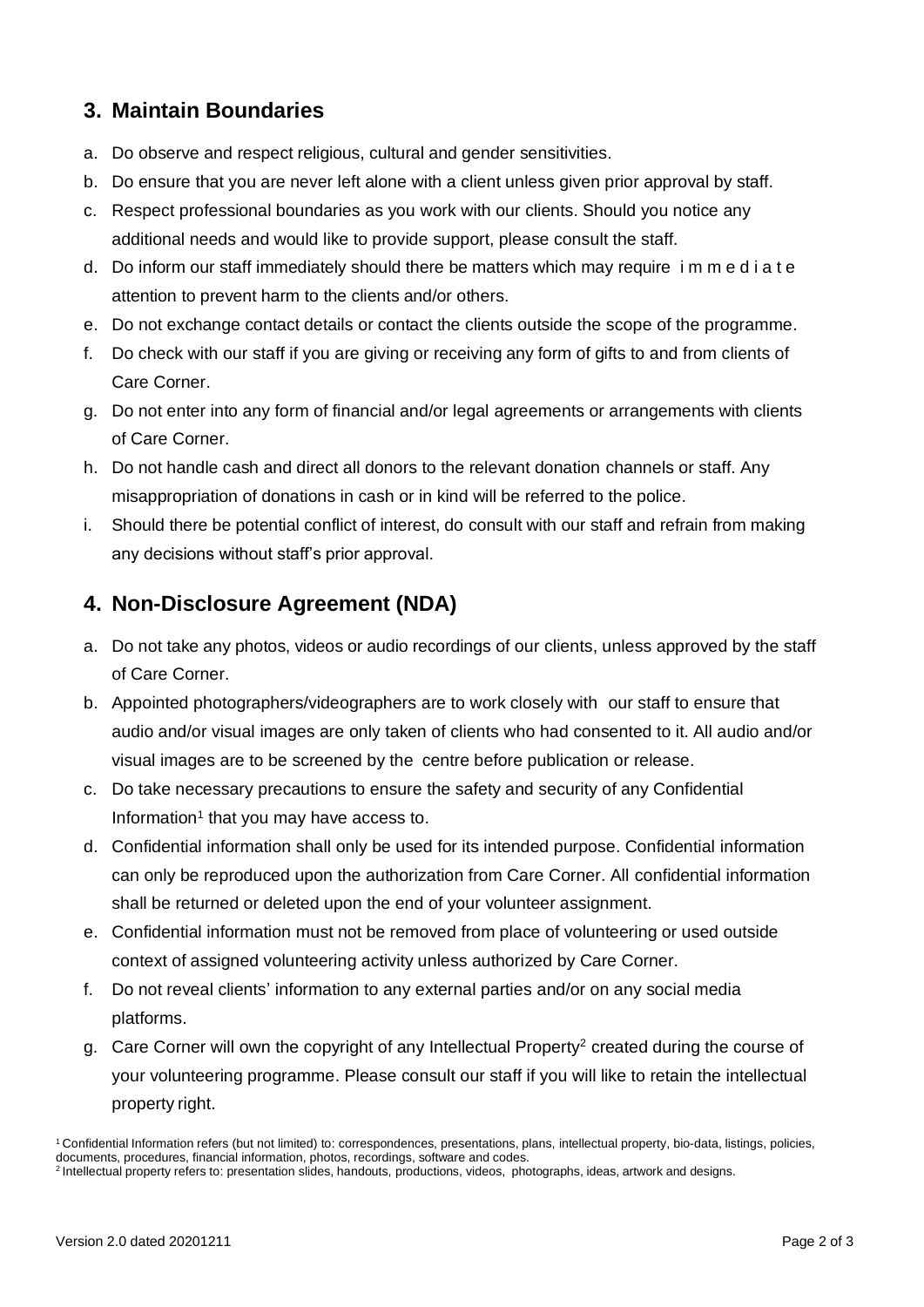## 3. Maintain Boundaries

a. Do observe and respect religious, cultural and gender sensitivities.
b. Do ensure that you are never left alone with a client unless given prior approval by staff.
c. Respect professional boundaries as you work with our clients. Should you notice any additional needs and would like to provide support, please consult the staff.
d. Do inform our staff immediately should there be matters which may require immediate attention to prevent harm to the clients and/or others.
e. Do not exchange contact details or contact the clients outside the scope of the programme.
f. Do check with our staff if you are giving or receiving any form of gifts to and from clients of Care Corner.
g. Do not enter into any form of financial and/or legal agreements or arrangements with clients of Care Corner.
h. Do not handle cash and direct all donors to the relevant donation channels or staff. Any misappropriation of donations in cash or in kind will be referred to the police.
i. Should there be potential conflict of interest, do consult with our staff and refrain from making any decisions without staff's prior approval.

## 4. Non-Disclosure Agreement (NDA)

a. Do not take any photos, videos or audio recordings of our clients, unless approved by the staff of Care Corner.
b. Appointed photographers/videographers are to work closely with our staff to ensure that audio and/or visual images are only taken of clients who had consented to it. All audio and/or visual images are to be screened by the centre before publication or release.
c. Do take necessary precautions to ensure the safety and security of any Confidential Information[1] that you may have access to.
d. Confidential information shall only be used for its intended purpose. Confidential information can only be reproduced upon the authorization from Care Corner. All confidential information shall be returned or deleted upon the end of your volunteer assignment.
e. Confidential information must not be removed from place of volunteering or used outside context of assigned volunteering activity unless authorized by Care Corner.
f. Do not reveal clients' information to any external parties and/or on any social media platforms.
g. Care Corner will own the copyright of any Intellectual Property[2] created during the course of your volunteering programme. Please consult our staff if you will like to retain the intellectual property right.

[1] Confidential Information refers (but not limited) to: correspondences, presentations, plans, intellectual property, bio-data, listings, policies, documents, procedures, financial information, photos, recordings, software and codes.
[2] Intellectual property refers to: presentation slides, handouts, productions, videos, photographs, ideas, artwork and designs.

Version 2.0 dated 20201211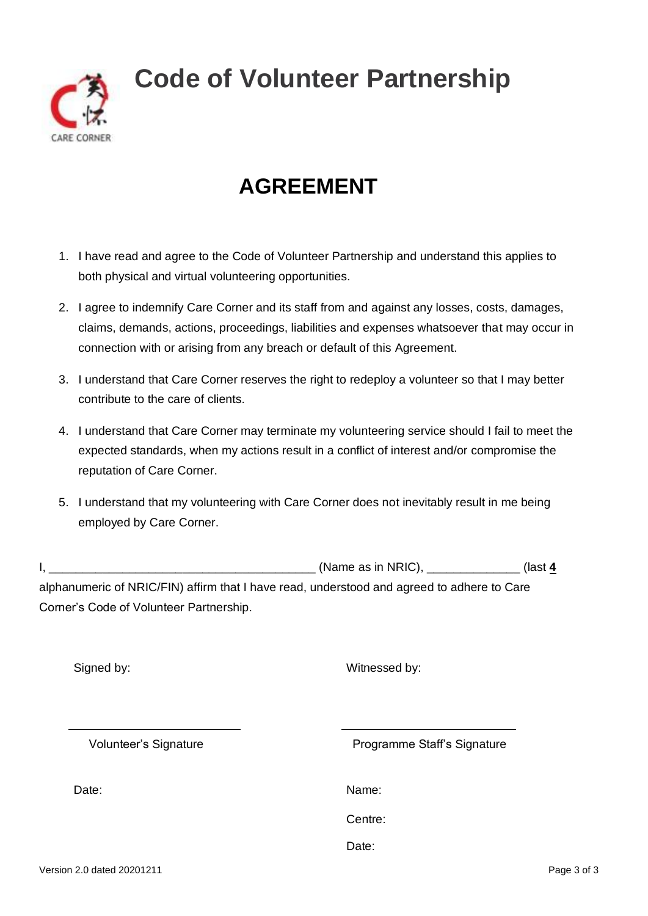# Code of Volunteer Partnership

CARE CORNER

## AGREEMENT

1. I have read and agree to the Code of Volunteer Partnership and understand this applies to both physical and virtual volunteering opportunities.
2. I agree to indemnify Care Corner and its staff from and against any losses, costs, damages, claims, demands, actions, proceedings, liabilities and expenses whatsoever that may occur in connection with or arising from any breach or default of this Agreement.
3. I understand that Care Corner reserves the right to redeploy a volunteer so that I may better contribute to the care of clients.
4. I understand that Care Corner may terminate my volunteering service should I fail to meet the expected standards, when my actions result in a conflict of interest and/or compromise the reputation of Care Corner.
5. I understand that my volunteering with Care Corner does not inevitably result in me being employed by Care Corner.

I, ________________________________________ (Name as in NRIC), ______________ (last **4** alphanumeric of NRIC/FIN) affirm that I have read, understood and agreed to adhere to Care Corner's Code of Volunteer Partnership.

| | |
|---|---|
| Signed by: | Witnessed by: |
| ________________________ | ________________________ |
| Volunteer's Signature | Programme Staff's Signature |
| Date: | Name: |
| | Centre: |
| | Date: |

Version 2.0 dated 20201211